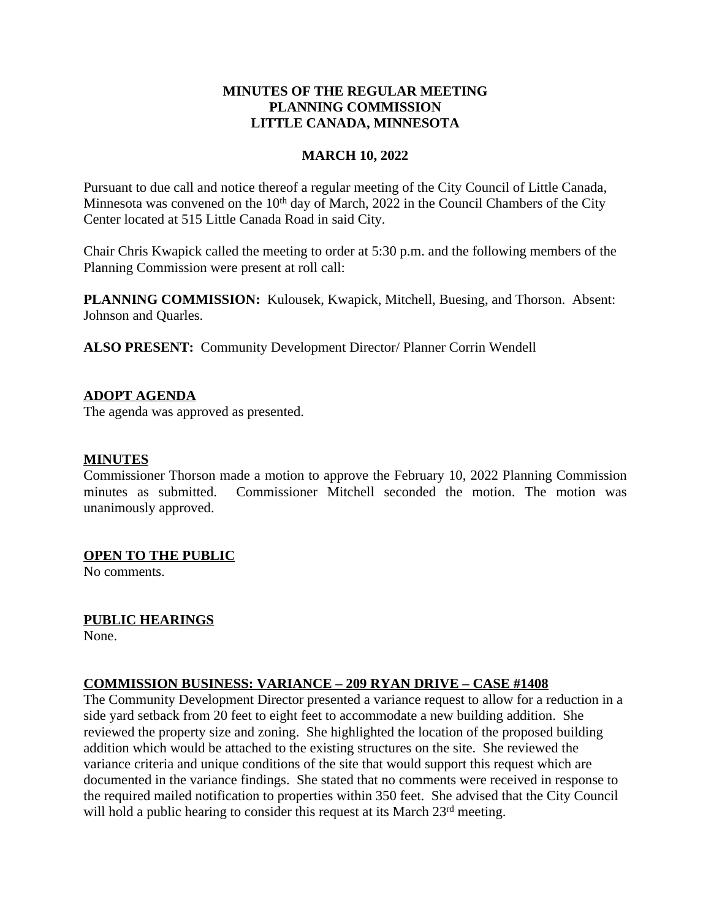**MINUTES OF THE REGULAR MEETING**
**PLANNING COMMISSION**
**LITTLE CANADA, MINNESOTA**

**MARCH 10, 2022**

Pursuant to due call and notice thereof a regular meeting of the City Council of Little Canada, Minnesota was convened on the 10th day of March, 2022 in the Council Chambers of the City Center located at 515 Little Canada Road in said City.

Chair Chris Kwapick called the meeting to order at 5:30 p.m. and the following members of the Planning Commission were present at roll call:

**PLANNING COMMISSION:** Kulousek, Kwapick, Mitchell, Buesing, and Thorson. Absent: Johnson and Quarles.

**ALSO PRESENT:** Community Development Director/ Planner Corrin Wendell

## ADOPT AGENDA

The agenda was approved as presented.

## MINUTES

Commissioner Thorson made a motion to approve the February 10, 2022 Planning Commission minutes as submitted. Commissioner Mitchell seconded the motion. The motion was unanimously approved.

## OPEN TO THE PUBLIC

No comments.

## PUBLIC HEARINGS

None.

## COMMISSION BUSINESS: VARIANCE – 209 RYAN DRIVE – CASE #1408

The Community Development Director presented a variance request to allow for a reduction in a side yard setback from 20 feet to eight feet to accommodate a new building addition. She reviewed the property size and zoning. She highlighted the location of the proposed building addition which would be attached to the existing structures on the site. She reviewed the variance criteria and unique conditions of the site that would support this request which are documented in the variance findings. She stated that no comments were received in response to the required mailed notification to properties within 350 feet. She advised that the City Council will hold a public hearing to consider this request at its March 23rd meeting.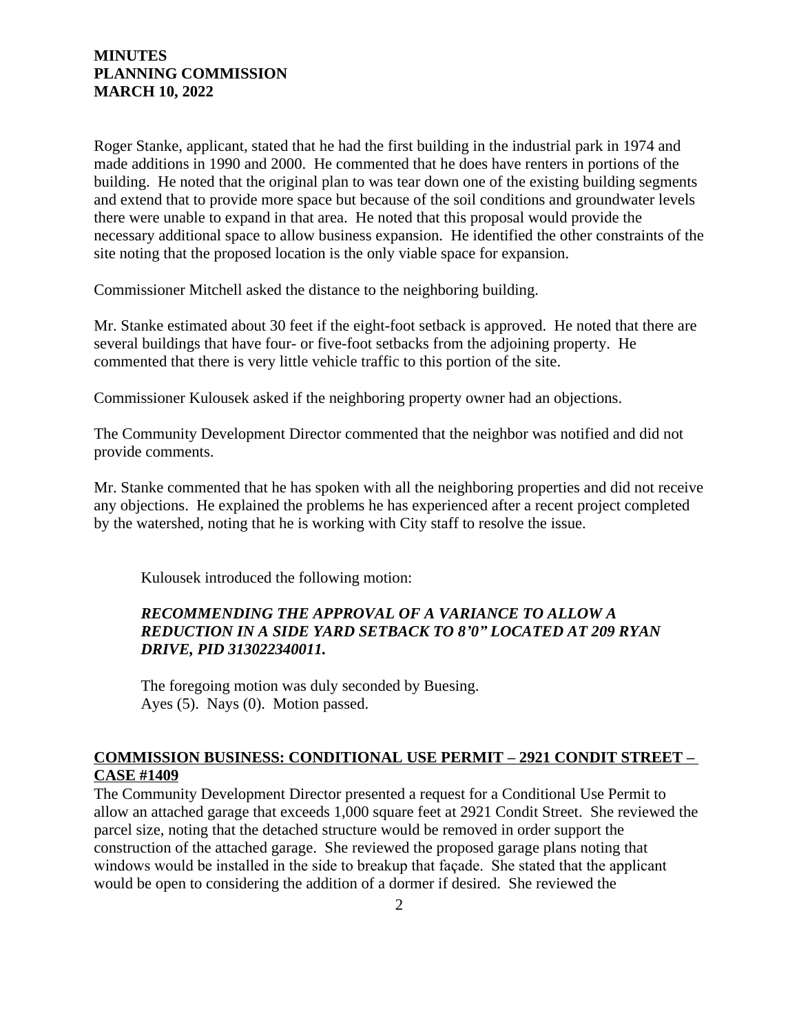Roger Stanke, applicant, stated that he had the first building in the industrial park in 1974 and made additions in 1990 and 2000. He commented that he does have renters in portions of the building. He noted that the original plan to was tear down one of the existing building segments and extend that to provide more space but because of the soil conditions and groundwater levels there were unable to expand in that area. He noted that this proposal would provide the necessary additional space to allow business expansion. He identified the other constraints of the site noting that the proposed location is the only viable space for expansion.

Commissioner Mitchell asked the distance to the neighboring building.

Mr. Stanke estimated about 30 feet if the eight-foot setback is approved. He noted that there are several buildings that have four- or five-foot setbacks from the adjoining property. He commented that there is very little vehicle traffic to this portion of the site.

Commissioner Kulousek asked if the neighboring property owner had an objections.

The Community Development Director commented that the neighbor was notified and did not provide comments.

Mr. Stanke commented that he has spoken with all the neighboring properties and did not receive any objections. He explained the problems he has experienced after a recent project completed by the watershed, noting that he is working with City staff to resolve the issue.

Kulousek introduced the following motion:

***RECOMMENDING THE APPROVAL OF A VARIANCE TO ALLOW A REDUCTION IN A SIDE YARD SETBACK TO 8'0" LOCATED AT 209 RYAN DRIVE, PID 313022340011.***

The foregoing motion was duly seconded by Buesing.
Ayes (5). Nays (0). Motion passed.

**COMMISSION BUSINESS: CONDITIONAL USE PERMIT – 2921 CONDIT STREET – CASE #1409**

The Community Development Director presented a request for a Conditional Use Permit to allow an attached garage that exceeds 1,000 square feet at 2921 Condit Street. She reviewed the parcel size, noting that the detached structure would be removed in order support the construction of the attached garage. She reviewed the proposed garage plans noting that windows would be installed in the side to breakup that façade. She stated that the applicant would be open to considering the addition of a dormer if desired. She reviewed the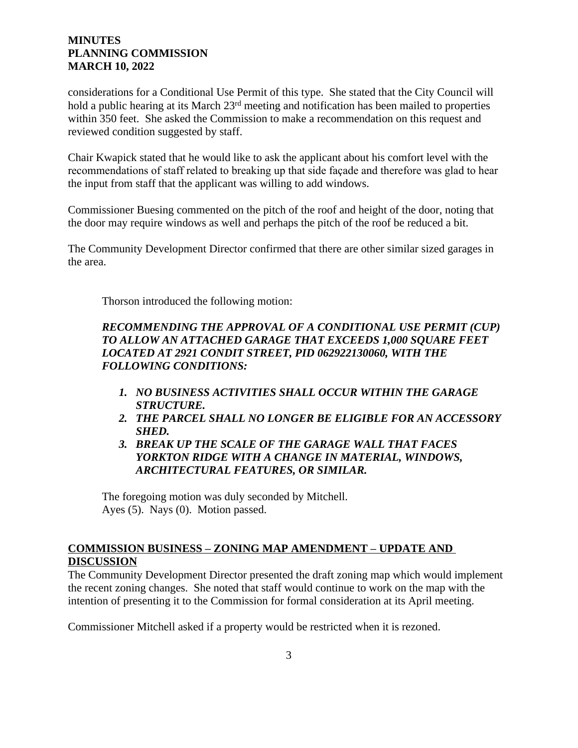considerations for a Conditional Use Permit of this type. She stated that the City Council will hold a public hearing at its March 23rd meeting and notification has been mailed to properties within 350 feet. She asked the Commission to make a recommendation on this request and reviewed condition suggested by staff.

Chair Kwapick stated that he would like to ask the applicant about his comfort level with the recommendations of staff related to breaking up that side façade and therefore was glad to hear the input from staff that the applicant was willing to add windows.

Commissioner Buesing commented on the pitch of the roof and height of the door, noting that the door may require windows as well and perhaps the pitch of the roof be reduced a bit.

The Community Development Director confirmed that there are other similar sized garages in the area.

Thorson introduced the following motion:

***RECOMMENDING THE APPROVAL OF A CONDITIONAL USE PERMIT (CUP) TO ALLOW AN ATTACHED GARAGE THAT EXCEEDS 1,000 SQUARE FEET LOCATED AT 2921 CONDIT STREET, PID 062922130060, WITH THE FOLLOWING CONDITIONS:***

1. ***NO BUSINESS ACTIVITIES SHALL OCCUR WITHIN THE GARAGE STRUCTURE.***
2. ***THE PARCEL SHALL NO LONGER BE ELIGIBLE FOR AN ACCESSORY SHED.***
3. ***BREAK UP THE SCALE OF THE GARAGE WALL THAT FACES YORKTON RIDGE WITH A CHANGE IN MATERIAL, WINDOWS, ARCHITECTURAL FEATURES, OR SIMILAR.***

The foregoing motion was duly seconded by Mitchell.
Ayes (5). Nays (0). Motion passed.

## COMMISSION BUSINESS – ZONING MAP AMENDMENT – UPDATE AND DISCUSSION

The Community Development Director presented the draft zoning map which would implement the recent zoning changes. She noted that staff would continue to work on the map with the intention of presenting it to the Commission for formal consideration at its April meeting.

Commissioner Mitchell asked if a property would be restricted when it is rezoned.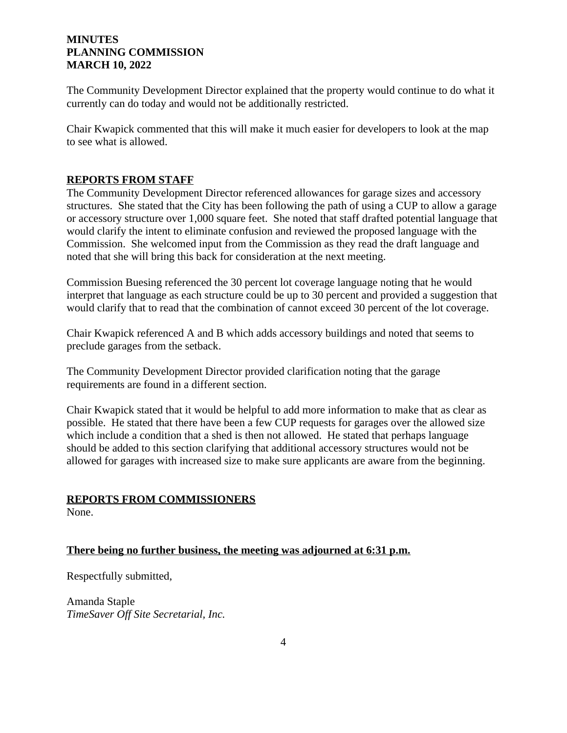The Community Development Director explained that the property would continue to do what it currently can do today and would not be additionally restricted.

Chair Kwapick commented that this will make it much easier for developers to look at the map to see what is allowed.

**REPORTS FROM STAFF**

The Community Development Director referenced allowances for garage sizes and accessory structures. She stated that the City has been following the path of using a CUP to allow a garage or accessory structure over 1,000 square feet. She noted that staff drafted potential language that would clarify the intent to eliminate confusion and reviewed the proposed language with the Commission. She welcomed input from the Commission as they read the draft language and noted that she will bring this back for consideration at the next meeting.

Commission Buesing referenced the 30 percent lot coverage language noting that he would interpret that language as each structure could be up to 30 percent and provided a suggestion that would clarify that to read that the combination of cannot exceed 30 percent of the lot coverage.

Chair Kwapick referenced A and B which adds accessory buildings and noted that seems to preclude garages from the setback.

The Community Development Director provided clarification noting that the garage requirements are found in a different section.

Chair Kwapick stated that it would be helpful to add more information to make that as clear as possible. He stated that there have been a few CUP requests for garages over the allowed size which include a condition that a shed is then not allowed. He stated that perhaps language should be added to this section clarifying that additional accessory structures would not be allowed for garages with increased size to make sure applicants are aware from the beginning.

**REPORTS FROM COMMISSIONERS**

None.

**There being no further business, the meeting was adjourned at 6:31 p.m.**

Respectfully submitted,

Amanda Staple
*TimeSaver Off Site Secretarial, Inc.*